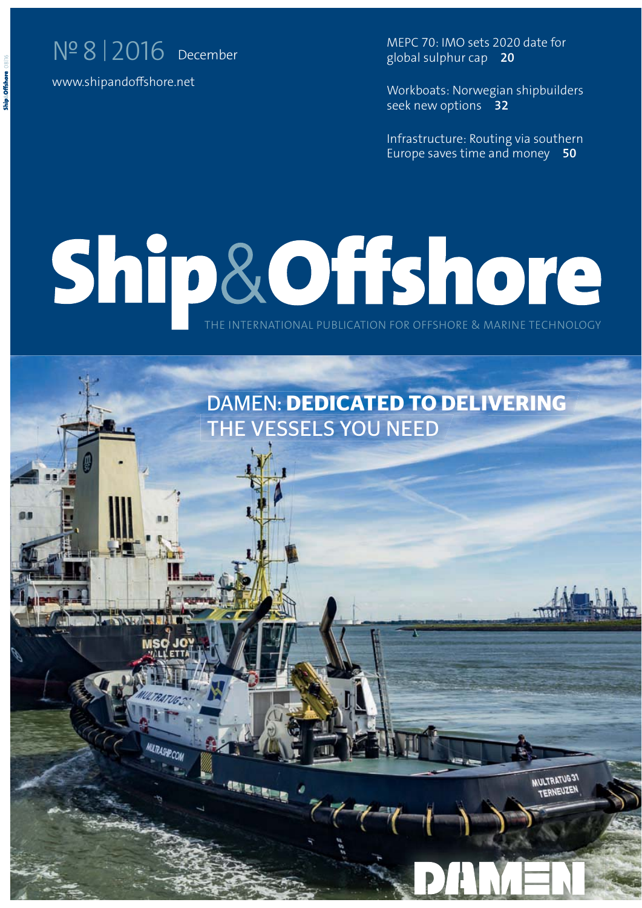Nº 8 | 2016 December

www.shipandoffshore.net

MEPC 70: IMO sets 2020 date for global sulphur cap **20**

Workboats: Norwegian shipbuilders seek new options **32**

Infrastructure: Routing via southern Europe saves time and money **50**

# Ship&Offshore

THE INTERNATIONAL PUBLICATION FOR OFFSHORE & MARINE TECHNOLOGY

## DAMEN: **DEDICATED TO DELIVERING** THE VESSELS YOU NEED

DAMEN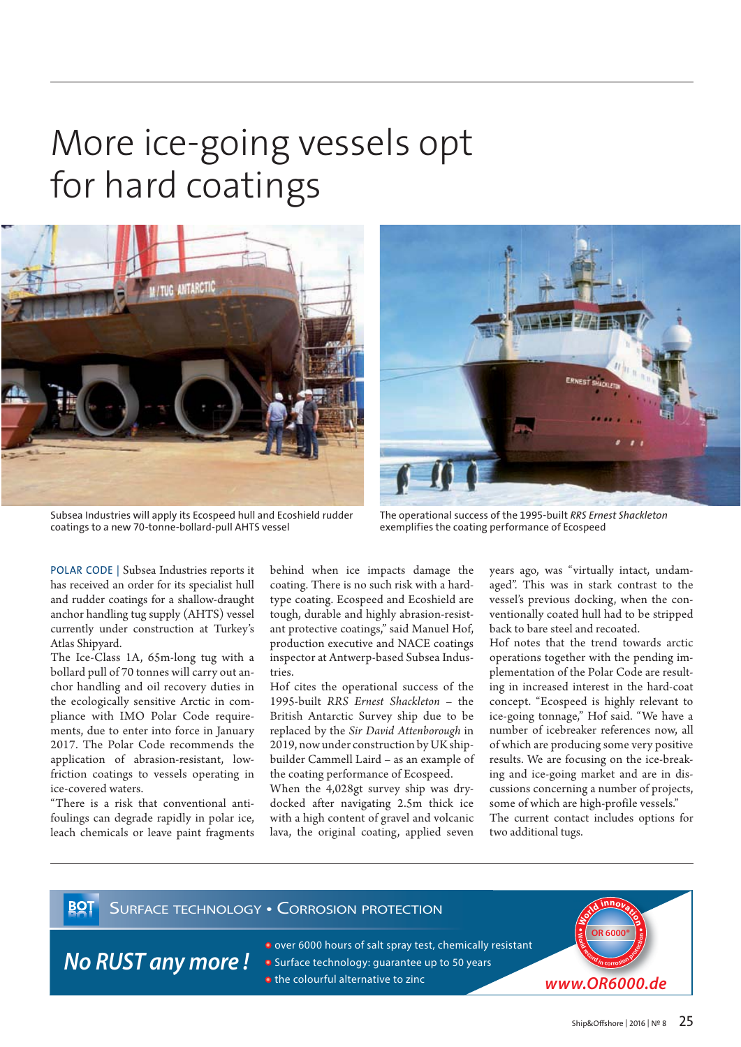# More ice-going vessels opt for hard coatings

Subsea Industries will apply its Ecospeed hull and Ecoshield rudder coatings to a new 70-tonne-bollard-pull AHTS vessel

The operational success of the 1995-built *RRS Ernest Shackleton* exemplifies the coating performance of Ecospeed

POLAR CODE | Subsea Industries reports it has received an order for its specialist hull and rudder coatings for a shallow-draught anchor handling tug supply (AHTS) vessel currently under construction at Turkey's Atlas Shipyard.

The Ice-Class 1A, 65m-long tug with a bollard pull of 70 tonnes will carry out anchor handling and oil recovery duties in the ecologically sensitive Arctic in compliance with IMO Polar Code requirements, due to enter into force in January 2017. The Polar Code recommends the application of abrasion-resistant, low-friction coatings to vessels operating in ice-covered waters.

"There is a risk that conventional antifoulings can degrade rapidly in polar ice, leach chemicals or leave paint fragments behind when ice impacts damage the coating. There is no such risk with a hard-type coating. Ecospeed and Ecoshield are tough, durable and highly abrasion-resistant protective coatings," said Manuel Hof, production executive and NACE coatings inspector at Antwerp-based Subsea Industries.

Hof cites the operational success of the 1995-built *RRS Ernest Shackleton* – the British Antarctic Survey ship due to be replaced by the *Sir David Attenborough* in 2019, now under construction by UK shipbuilder Cammell Laird – as an example of the coating performance of Ecospeed.

When the 4,028gt survey ship was drydocked after navigating 2.5m thick ice with a high content of gravel and volcanic lava, the original coating, applied seven years ago, was "virtually intact, undamaged". This was in stark contrast to the vessel's previous docking, when the conventionally coated hull had to be stripped back to bare steel and recoated.

Hof notes that the trend towards arctic operations together with the pending implementation of the Polar Code are resulting in increased interest in the hard-coat concept. "Ecospeed is highly relevant to ice-going tonnage," Hof said. "We have a number of icebreaker references now, all of which are producing some very positive results. We are focusing on the ice-breaking and ice-going market and are in discussions concerning a number of projects, some of which are high-profile vessels."

The current contact includes options for two additional tugs.

BOT SURFACE TECHNOLOGY • CORROSION PROTECTION

**No RUST any more!**

- over 6000 hours of salt spray test, chemically resistant
- Surface technology: guarantee up to 50 years
- the colourful alternative to zinc

World innovation • OR 6000® • World record in corrosion protection

www.OR6000.de